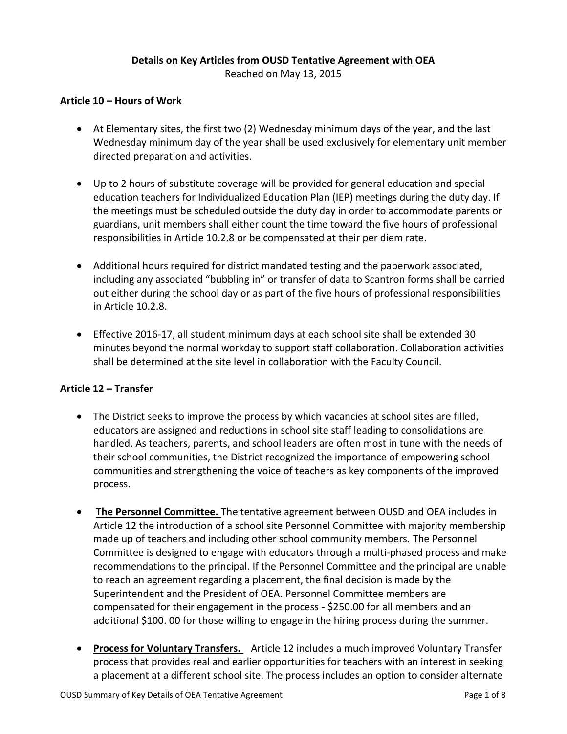**Details on Key Articles from OUSD Tentative Agreement with OEA**

Reached on May 13, 2015

**Article 10 – Hours of Work**

- At Elementary sites, the first two (2) Wednesday minimum days of the year, and the last Wednesday minimum day of the year shall be used exclusively for elementary unit member directed preparation and activities.

- Up to 2 hours of substitute coverage will be provided for general education and special education teachers for Individualized Education Plan (IEP) meetings during the duty day. If the meetings must be scheduled outside the duty day in order to accommodate parents or guardians, unit members shall either count the time toward the five hours of professional responsibilities in Article 10.2.8 or be compensated at their per diem rate.

- Additional hours required for district mandated testing and the paperwork associated, including any associated "bubbling in" or transfer of data to Scantron forms shall be carried out either during the school day or as part of the five hours of professional responsibilities in Article 10.2.8.

- Effective 2016-17, all student minimum days at each school site shall be extended 30 minutes beyond the normal workday to support staff collaboration. Collaboration activities shall be determined at the site level in collaboration with the Faculty Council.

**Article 12 – Transfer**

- The District seeks to improve the process by which vacancies at school sites are filled, educators are assigned and reductions in school site staff leading to consolidations are handled. As teachers, parents, and school leaders are often most in tune with the needs of their school communities, the District recognized the importance of empowering school communities and strengthening the voice of teachers as key components of the improved process.

- **The Personnel Committee.** The tentative agreement between OUSD and OEA includes in Article 12 the introduction of a school site Personnel Committee with majority membership made up of teachers and including other school community members. The Personnel Committee is designed to engage with educators through a multi-phased process and make recommendations to the principal. If the Personnel Committee and the principal are unable to reach an agreement regarding a placement, the final decision is made by the Superintendent and the President of OEA. Personnel Committee members are compensated for their engagement in the process - $250.00 for all members and an additional $100. 00 for those willing to engage in the hiring process during the summer.

- **Process for Voluntary Transfers.** Article 12 includes a much improved Voluntary Transfer process that provides real and earlier opportunities for teachers with an interest in seeking a placement at a different school site. The process includes an option to consider alternate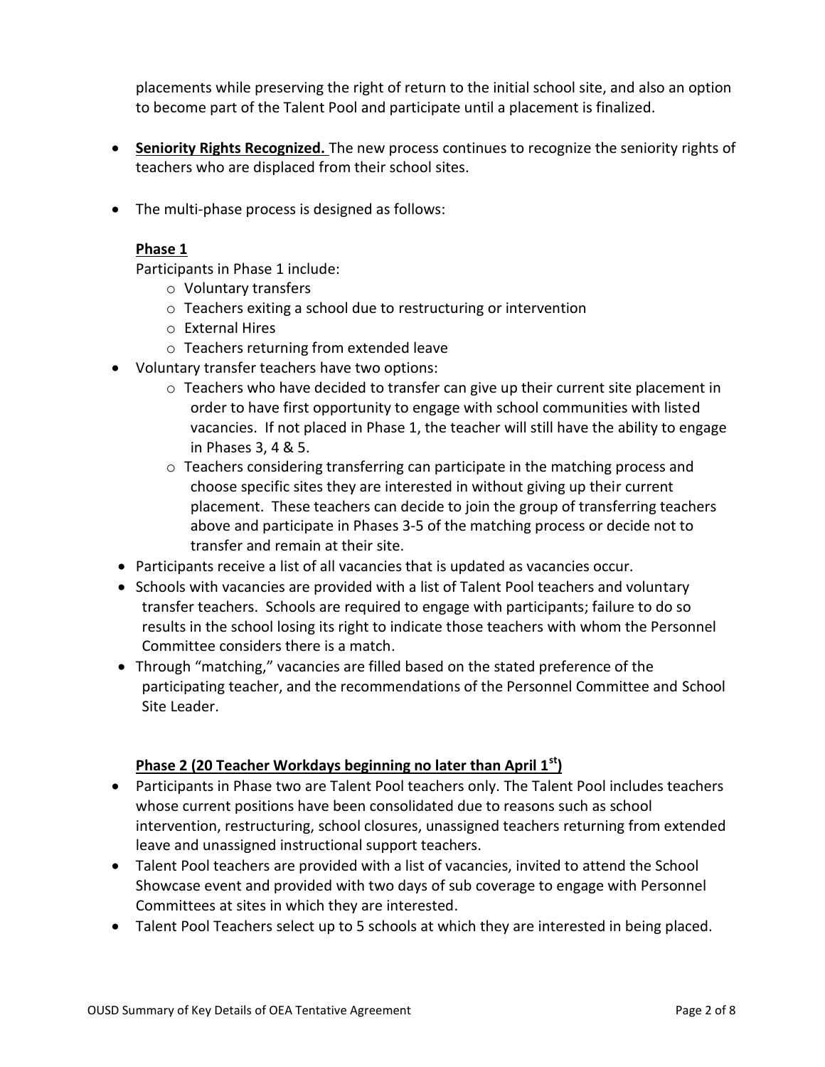placements while preserving the right of return to the initial school site, and also an option to become part of the Talent Pool and participate until a placement is finalized.

- **Seniority Rights Recognized.** The new process continues to recognize the seniority rights of teachers who are displaced from their school sites.

- The multi-phase process is designed as follows:

  **Phase 1**

  Participants in Phase 1 include:
  - Voluntary transfers
  - Teachers exiting a school due to restructuring or intervention
  - External Hires
  - Teachers returning from extended leave
- Voluntary transfer teachers have two options:
  - Teachers who have decided to transfer can give up their current site placement in order to have first opportunity to engage with school communities with listed vacancies. If not placed in Phase 1, the teacher will still have the ability to engage in Phases 3, 4 & 5.
  - Teachers considering transferring can participate in the matching process and choose specific sites they are interested in without giving up their current placement. These teachers can decide to join the group of transferring teachers above and participate in Phases 3-5 of the matching process or decide not to transfer and remain at their site.
- Participants receive a list of all vacancies that is updated as vacancies occur.
- Schools with vacancies are provided with a list of Talent Pool teachers and voluntary transfer teachers. Schools are required to engage with participants; failure to do so results in the school losing its right to indicate those teachers with whom the Personnel Committee considers there is a match.
- Through "matching," vacancies are filled based on the stated preference of the participating teacher, and the recommendations of the Personnel Committee and School Site Leader.

**Phase 2 (20 Teacher Workdays beginning no later than April 1st)**

- Participants in Phase two are Talent Pool teachers only. The Talent Pool includes teachers whose current positions have been consolidated due to reasons such as school intervention, restructuring, school closures, unassigned teachers returning from extended leave and unassigned instructional support teachers.
- Talent Pool teachers are provided with a list of vacancies, invited to attend the School Showcase event and provided with two days of sub coverage to engage with Personnel Committees at sites in which they are interested.
- Talent Pool Teachers select up to 5 schools at which they are interested in being placed.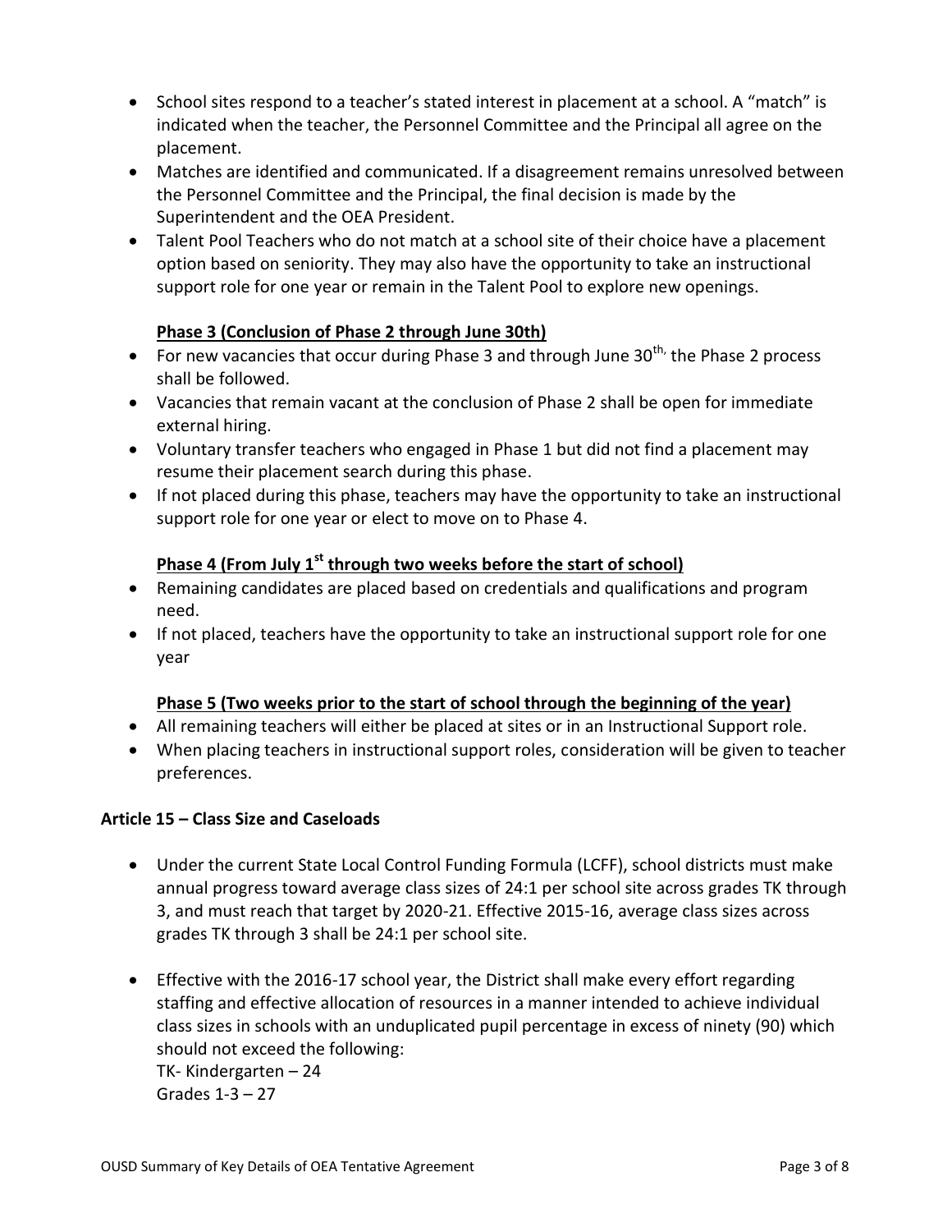- School sites respond to a teacher's stated interest in placement at a school. A "match" is indicated when the teacher, the Personnel Committee and the Principal all agree on the placement.
- Matches are identified and communicated. If a disagreement remains unresolved between the Personnel Committee and the Principal, the final decision is made by the Superintendent and the OEA President.
- Talent Pool Teachers who do not match at a school site of their choice have a placement option based on seniority. They may also have the opportunity to take an instructional support role for one year or remain in the Talent Pool to explore new openings.

**Phase 3 (Conclusion of Phase 2 through June 30th)**

- For new vacancies that occur during Phase 3 and through June 30th, the Phase 2 process shall be followed.
- Vacancies that remain vacant at the conclusion of Phase 2 shall be open for immediate external hiring.
- Voluntary transfer teachers who engaged in Phase 1 but did not find a placement may resume their placement search during this phase.
- If not placed during this phase, teachers may have the opportunity to take an instructional support role for one year or elect to move on to Phase 4.

**Phase 4 (From July 1st through two weeks before the start of school)**

- Remaining candidates are placed based on credentials and qualifications and program need.
- If not placed, teachers have the opportunity to take an instructional support role for one year

**Phase 5 (Two weeks prior to the start of school through the beginning of the year)**

- All remaining teachers will either be placed at sites or in an Instructional Support role.
- When placing teachers in instructional support roles, consideration will be given to teacher preferences.

**Article 15 – Class Size and Caseloads**

- Under the current State Local Control Funding Formula (LCFF), school districts must make annual progress toward average class sizes of 24:1 per school site across grades TK through 3, and must reach that target by 2020-21. Effective 2015-16, average class sizes across grades TK through 3 shall be 24:1 per school site.

- Effective with the 2016-17 school year, the District shall make every effort regarding staffing and effective allocation of resources in a manner intended to achieve individual class sizes in schools with an unduplicated pupil percentage in excess of ninety (90) which should not exceed the following:
  TK- Kindergarten – 24
  Grades 1-3 – 27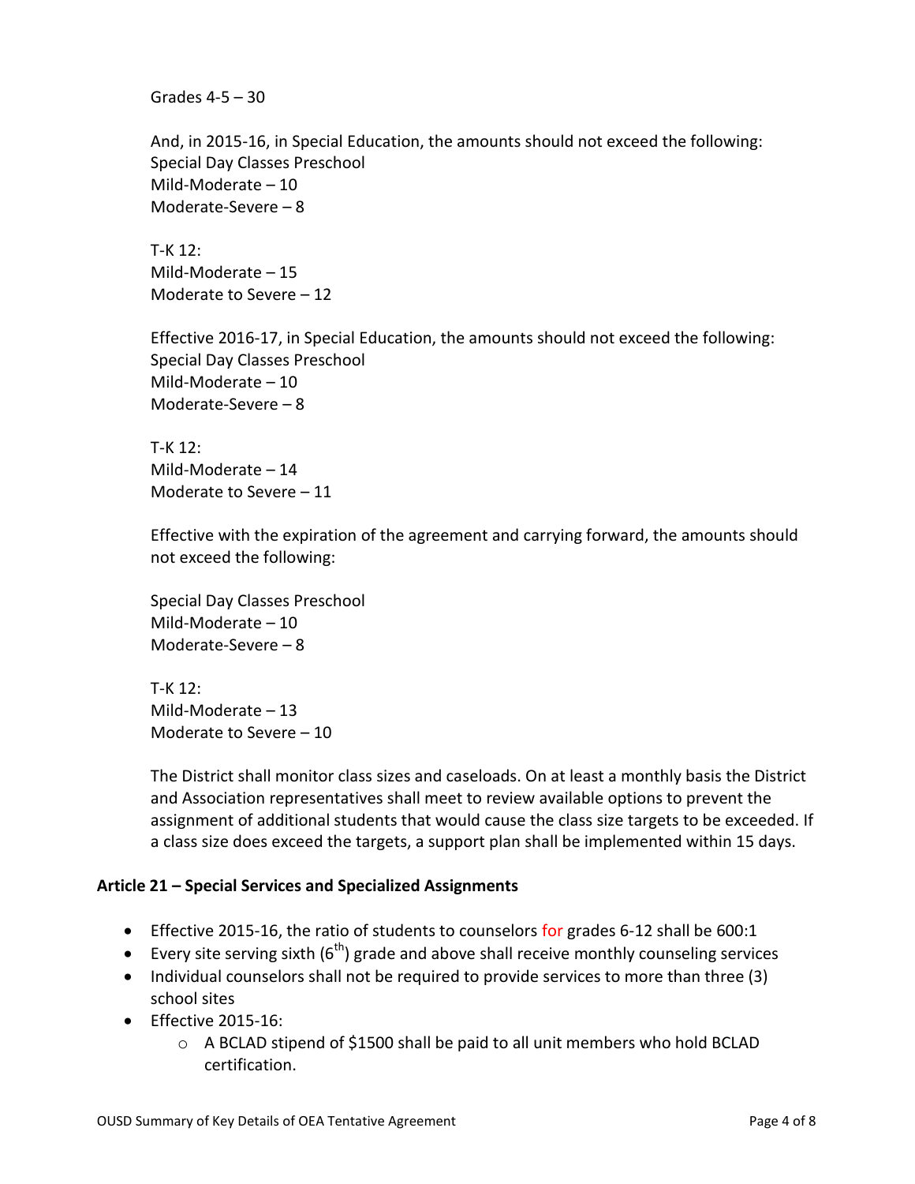Grades 4-5 – 30

And, in 2015-16, in Special Education, the amounts should not exceed the following:
Special Day Classes Preschool
Mild-Moderate – 10
Moderate-Severe – 8

T-K 12:
Mild-Moderate – 15
Moderate to Severe – 12

Effective 2016-17, in Special Education, the amounts should not exceed the following:
Special Day Classes Preschool
Mild-Moderate – 10
Moderate-Severe – 8

T-K 12:
Mild-Moderate – 14
Moderate to Severe – 11

Effective with the expiration of the agreement and carrying forward, the amounts should not exceed the following:

Special Day Classes Preschool
Mild-Moderate – 10
Moderate-Severe – 8

T-K 12:
Mild-Moderate – 13
Moderate to Severe – 10

The District shall monitor class sizes and caseloads. On at least a monthly basis the District and Association representatives shall meet to review available options to prevent the assignment of additional students that would cause the class size targets to be exceeded. If a class size does exceed the targets, a support plan shall be implemented within 15 days.

**Article 21 – Special Services and Specialized Assignments**

- Effective 2015-16, the ratio of students to counselors for grades 6-12 shall be 600:1
- Every site serving sixth (6th) grade and above shall receive monthly counseling services
- Individual counselors shall not be required to provide services to more than three (3) school sites
- Effective 2015-16:
  - A BCLAD stipend of $1500 shall be paid to all unit members who hold BCLAD certification.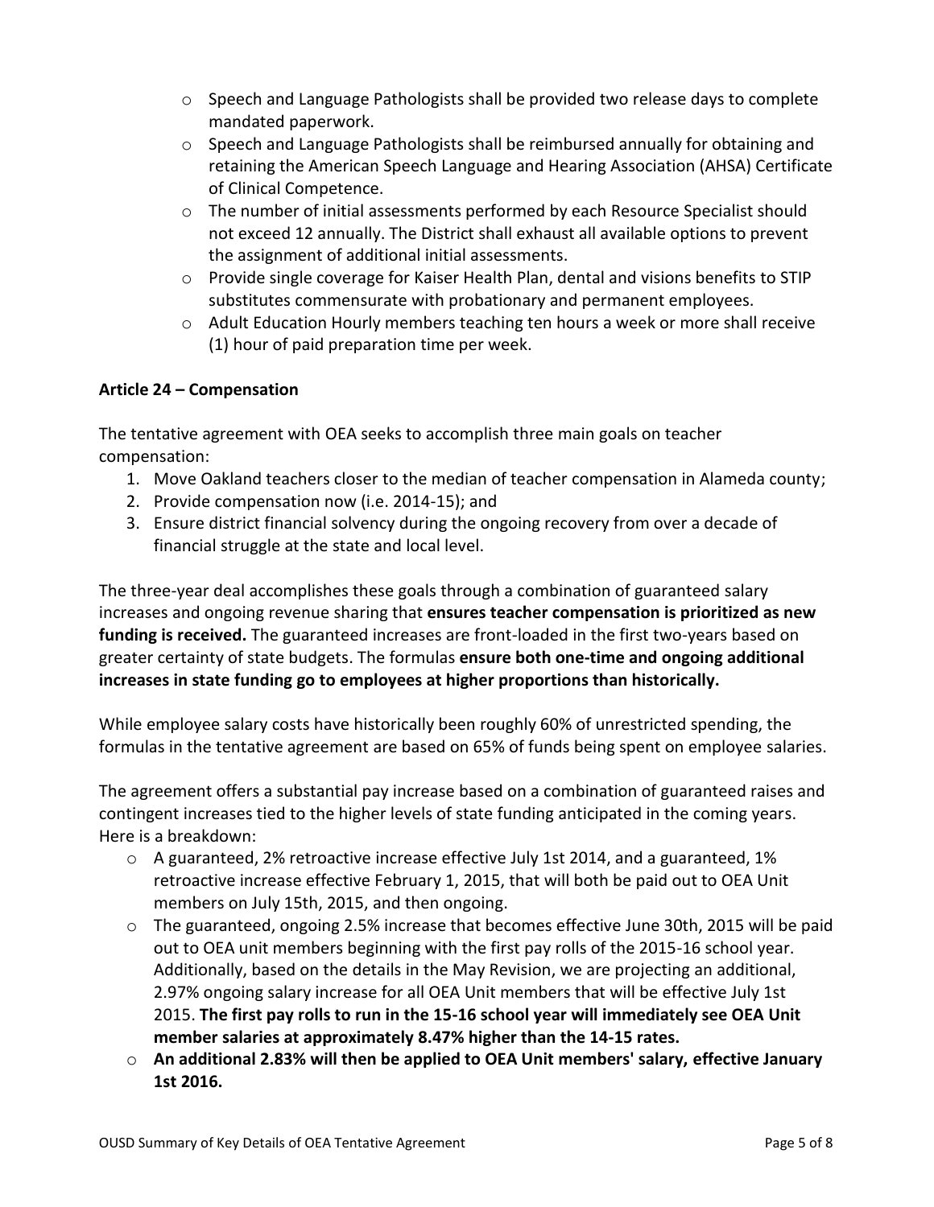- Speech and Language Pathologists shall be provided two release days to complete mandated paperwork.
- Speech and Language Pathologists shall be reimbursed annually for obtaining and retaining the American Speech Language and Hearing Association (AHSA) Certificate of Clinical Competence.
- The number of initial assessments performed by each Resource Specialist should not exceed 12 annually. The District shall exhaust all available options to prevent the assignment of additional initial assessments.
- Provide single coverage for Kaiser Health Plan, dental and visions benefits to STIP substitutes commensurate with probationary and permanent employees.
- Adult Education Hourly members teaching ten hours a week or more shall receive (1) hour of paid preparation time per week.

**Article 24 – Compensation**

The tentative agreement with OEA seeks to accomplish three main goals on teacher compensation:

1. Move Oakland teachers closer to the median of teacher compensation in Alameda county;
2. Provide compensation now (i.e. 2014-15); and
3. Ensure district financial solvency during the ongoing recovery from over a decade of financial struggle at the state and local level.

The three-year deal accomplishes these goals through a combination of guaranteed salary increases and ongoing revenue sharing that **ensures teacher compensation is prioritized as new funding is received.** The guaranteed increases are front-loaded in the first two-years based on greater certainty of state budgets. The formulas **ensure both one-time and ongoing additional increases in state funding go to employees at higher proportions than historically.**

While employee salary costs have historically been roughly 60% of unrestricted spending, the formulas in the tentative agreement are based on 65% of funds being spent on employee salaries.

The agreement offers a substantial pay increase based on a combination of guaranteed raises and contingent increases tied to the higher levels of state funding anticipated in the coming years. Here is a breakdown:

- A guaranteed, 2% retroactive increase effective July 1st 2014, and a guaranteed, 1% retroactive increase effective February 1, 2015, that will both be paid out to OEA Unit members on July 15th, 2015, and then ongoing.
- The guaranteed, ongoing 2.5% increase that becomes effective June 30th, 2015 will be paid out to OEA unit members beginning with the first pay rolls of the 2015-16 school year. Additionally, based on the details in the May Revision, we are projecting an additional, 2.97% ongoing salary increase for all OEA Unit members that will be effective July 1st 2015. **The first pay rolls to run in the 15-16 school year will immediately see OEA Unit member salaries at approximately 8.47% higher than the 14-15 rates.**
- **An additional 2.83% will then be applied to OEA Unit members' salary, effective January 1st 2016.**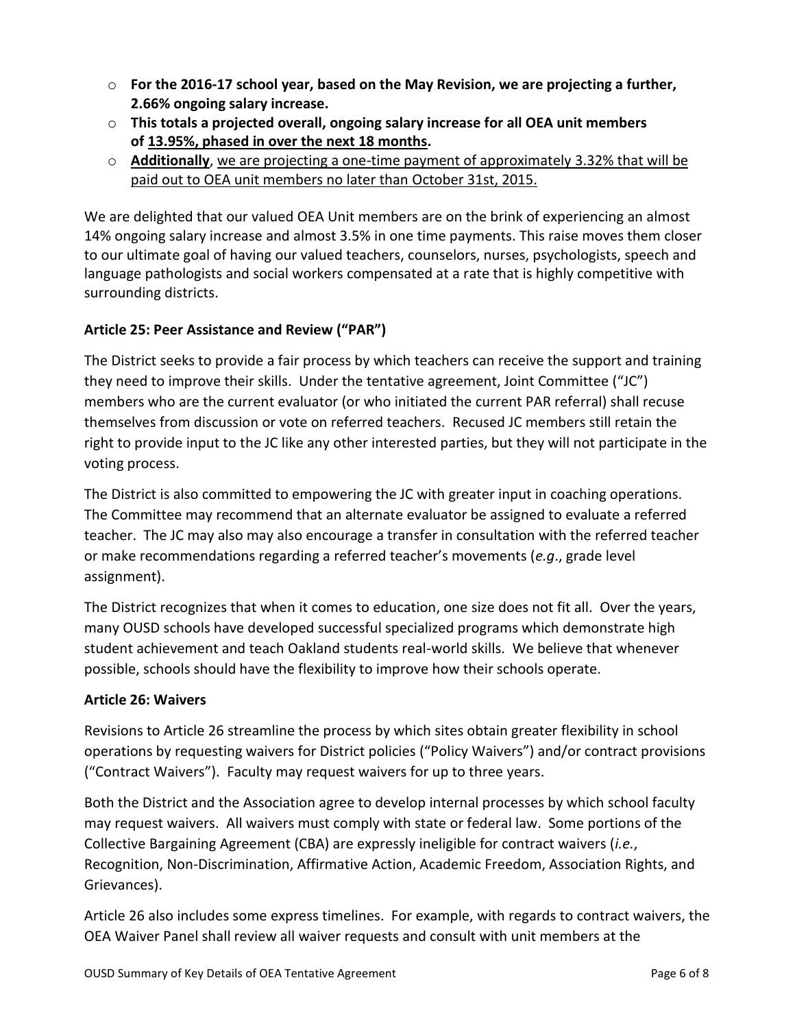- **For the 2016-17 school year, based on the May Revision, we are projecting a further, 2.66% ongoing salary increase.**
- **This totals a projected overall, ongoing salary increase for all OEA unit members of <u>13.95%, phased in over the next 18 months</u>.**
- **<u>Additionally</u>**, <u>we are projecting a one-time payment of approximately 3.32% that will be paid out to OEA unit members no later than October 31st, 2015.</u>

We are delighted that our valued OEA Unit members are on the brink of experiencing an almost 14% ongoing salary increase and almost 3.5% in one time payments. This raise moves them closer to our ultimate goal of having our valued teachers, counselors, nurses, psychologists, speech and language pathologists and social workers compensated at a rate that is highly competitive with surrounding districts.

### Article 25: Peer Assistance and Review ("PAR")

The District seeks to provide a fair process by which teachers can receive the support and training they need to improve their skills. Under the tentative agreement, Joint Committee ("JC") members who are the current evaluator (or who initiated the current PAR referral) shall recuse themselves from discussion or vote on referred teachers. Recused JC members still retain the right to provide input to the JC like any other interested parties, but they will not participate in the voting process.

The District is also committed to empowering the JC with greater input in coaching operations. The Committee may recommend that an alternate evaluator be assigned to evaluate a referred teacher. The JC may also may also encourage a transfer in consultation with the referred teacher or make recommendations regarding a referred teacher's movements (*e.g*., grade level assignment).

The District recognizes that when it comes to education, one size does not fit all. Over the years, many OUSD schools have developed successful specialized programs which demonstrate high student achievement and teach Oakland students real-world skills. We believe that whenever possible, schools should have the flexibility to improve how their schools operate.

### Article 26: Waivers

Revisions to Article 26 streamline the process by which sites obtain greater flexibility in school operations by requesting waivers for District policies ("Policy Waivers") and/or contract provisions ("Contract Waivers"). Faculty may request waivers for up to three years.

Both the District and the Association agree to develop internal processes by which school faculty may request waivers. All waivers must comply with state or federal law. Some portions of the Collective Bargaining Agreement (CBA) are expressly ineligible for contract waivers (*i.e.*, Recognition, Non-Discrimination, Affirmative Action, Academic Freedom, Association Rights, and Grievances).

Article 26 also includes some express timelines. For example, with regards to contract waivers, the OEA Waiver Panel shall review all waiver requests and consult with unit members at the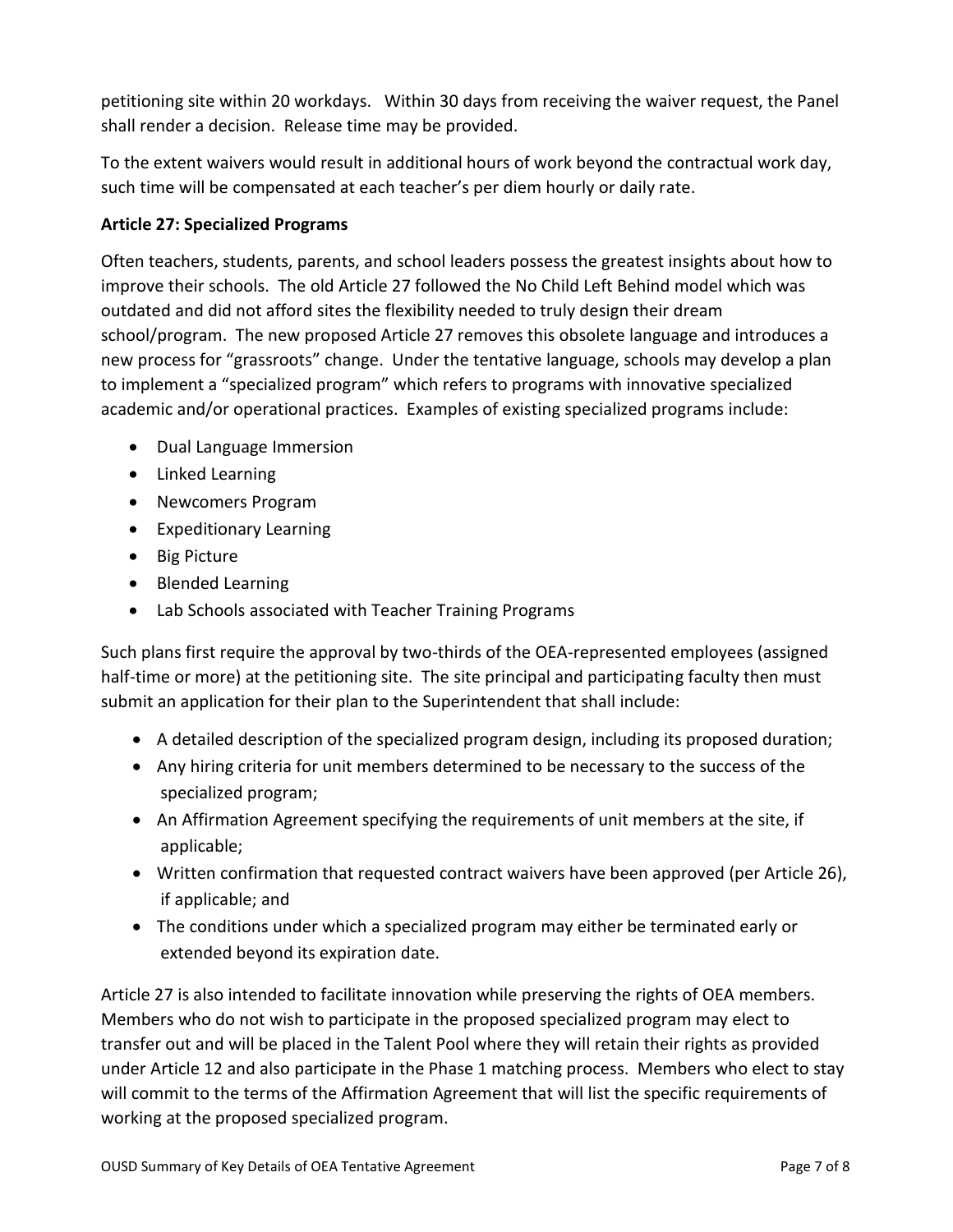petitioning site within 20 workdays. Within 30 days from receiving the waiver request, the Panel shall render a decision. Release time may be provided.

To the extent waivers would result in additional hours of work beyond the contractual work day, such time will be compensated at each teacher's per diem hourly or daily rate.

**Article 27: Specialized Programs**

Often teachers, students, parents, and school leaders possess the greatest insights about how to improve their schools. The old Article 27 followed the No Child Left Behind model which was outdated and did not afford sites the flexibility needed to truly design their dream school/program. The new proposed Article 27 removes this obsolete language and introduces a new process for "grassroots" change. Under the tentative language, schools may develop a plan to implement a "specialized program" which refers to programs with innovative specialized academic and/or operational practices. Examples of existing specialized programs include:

- Dual Language Immersion
- Linked Learning
- Newcomers Program
- Expeditionary Learning
- Big Picture
- Blended Learning
- Lab Schools associated with Teacher Training Programs

Such plans first require the approval by two-thirds of the OEA-represented employees (assigned half-time or more) at the petitioning site. The site principal and participating faculty then must submit an application for their plan to the Superintendent that shall include:

- A detailed description of the specialized program design, including its proposed duration;
- Any hiring criteria for unit members determined to be necessary to the success of the specialized program;
- An Affirmation Agreement specifying the requirements of unit members at the site, if applicable;
- Written confirmation that requested contract waivers have been approved (per Article 26), if applicable; and
- The conditions under which a specialized program may either be terminated early or extended beyond its expiration date.

Article 27 is also intended to facilitate innovation while preserving the rights of OEA members. Members who do not wish to participate in the proposed specialized program may elect to transfer out and will be placed in the Talent Pool where they will retain their rights as provided under Article 12 and also participate in the Phase 1 matching process. Members who elect to stay will commit to the terms of the Affirmation Agreement that will list the specific requirements of working at the proposed specialized program.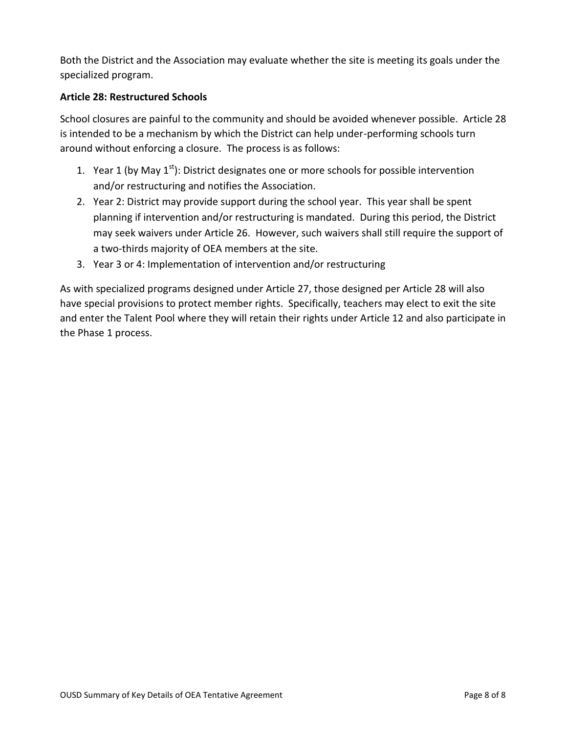Both the District and the Association may evaluate whether the site is meeting its goals under the specialized program.

**Article 28: Restructured Schools**

School closures are painful to the community and should be avoided whenever possible. Article 28 is intended to be a mechanism by which the District can help under-performing schools turn around without enforcing a closure. The process is as follows:

1. Year 1 (by May 1st): District designates one or more schools for possible intervention and/or restructuring and notifies the Association.
2. Year 2: District may provide support during the school year. This year shall be spent planning if intervention and/or restructuring is mandated. During this period, the District may seek waivers under Article 26. However, such waivers shall still require the support of a two-thirds majority of OEA members at the site.
3. Year 3 or 4: Implementation of intervention and/or restructuring

As with specialized programs designed under Article 27, those designed per Article 28 will also have special provisions to protect member rights. Specifically, teachers may elect to exit the site and enter the Talent Pool where they will retain their rights under Article 12 and also participate in the Phase 1 process.